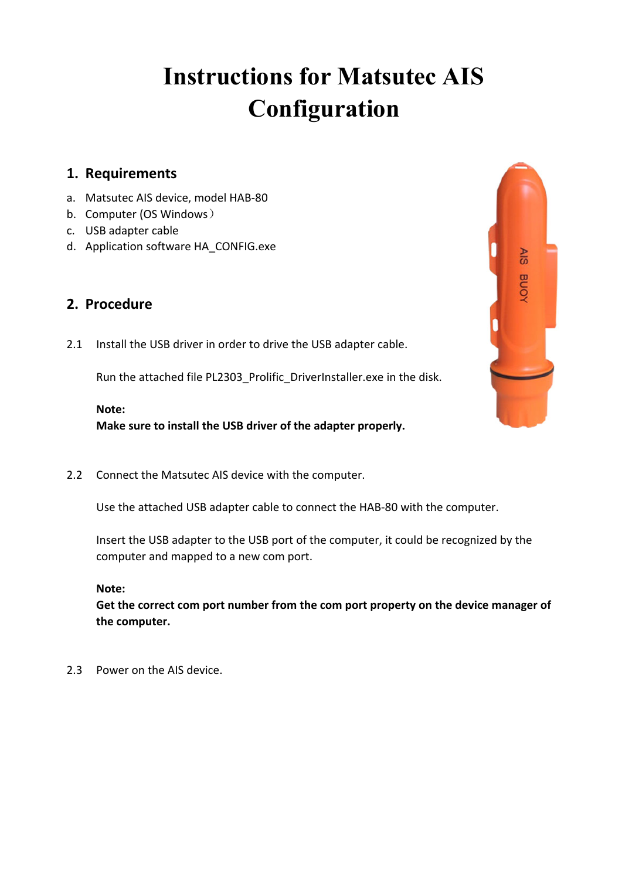# Instructions for Matsutec AIS Configuration

## 1. Requirements

a. Matsutec AIS device, model HAB-80
b. Computer (OS Windows）
c. USB adapter cable
d. Application software HA_CONFIG.exe

## 2. Procedure

2.1 Install the USB driver in order to drive the USB adapter cable.

Run the attached file PL2303_Prolific_DriverInstaller.exe in the disk.

**Note:**
**Make sure to install the USB driver of the adapter properly.**

2.2 Connect the Matsutec AIS device with the computer.

Use the attached USB adapter cable to connect the HAB-80 with the computer.

Insert the USB adapter to the USB port of the computer, it could be recognized by the computer and mapped to a new com port.

**Note:**
**Get the correct com port number from the com port property on the device manager of the computer.**

2.3 Power on the AIS device.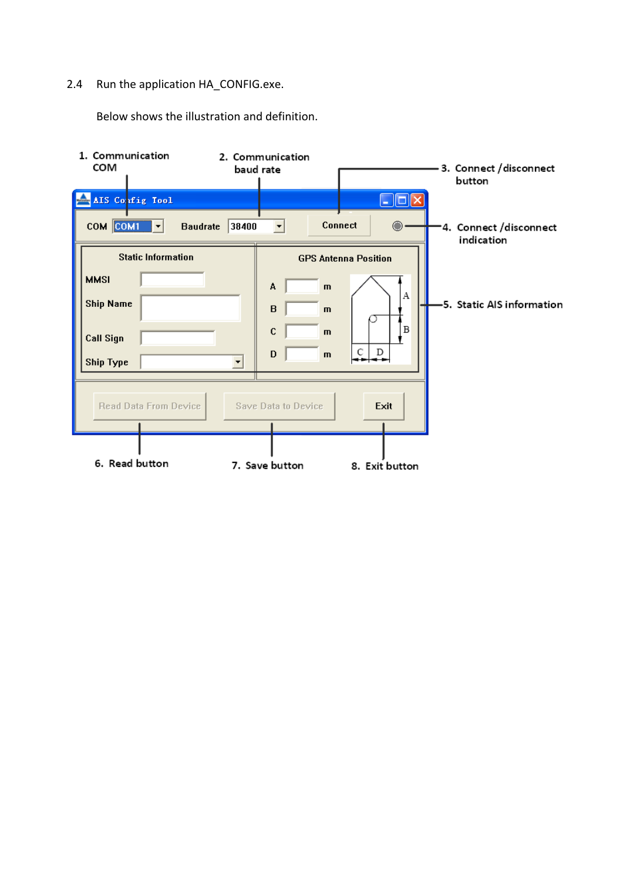2.4 Run the application HA_CONFIG.exe.

Below shows the illustration and definition.

1. Communication COM

2. Communication baud rate

3. Connect / disconnect button

4. Connect / disconnect indication

5. Static AIS information

6. Read button

7. Save button

8. Exit button

AIS Config Tool

COM COM1 | Baudrate 38400 | Connect

Static Information

MMSI

Ship Name

Call Sign

Ship Type

GPS Antenna Position

A m

B m

C m

D m

Read Data From Device | Save Data to Device | Exit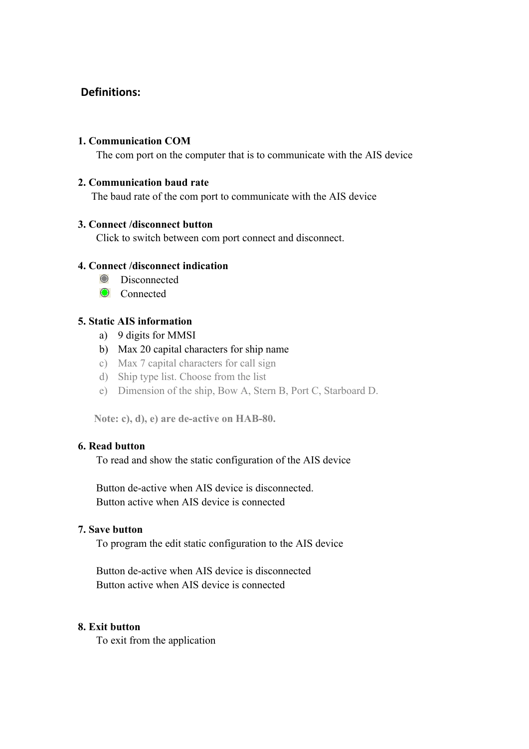## Definitions:

**1. Communication COM**

The com port on the computer that is to communicate with the AIS device

**2. Communication baud rate**

The baud rate of the com port to communicate with the AIS device

**3. Connect /disconnect button**

Click to switch between com port connect and disconnect.

**4. Connect /disconnect indication**

- Disconnected
- Connected

**5. Static AIS information**

a) 9 digits for MMSI
b) Max 20 capital characters for ship name
c) Max 7 capital characters for call sign
d) Ship type list. Choose from the list
e) Dimension of the ship, Bow A, Stern B, Port C, Starboard D.

**Note: c), d), e) are de-active on HAB-80.**

**6. Read button**

To read and show the static configuration of the AIS device

Button de-active when AIS device is disconnected.
Button active when AIS device is connected

**7. Save button**

To program the edit static configuration to the AIS device

Button de-active when AIS device is disconnected
Button active when AIS device is connected

**8. Exit button**

To exit from the application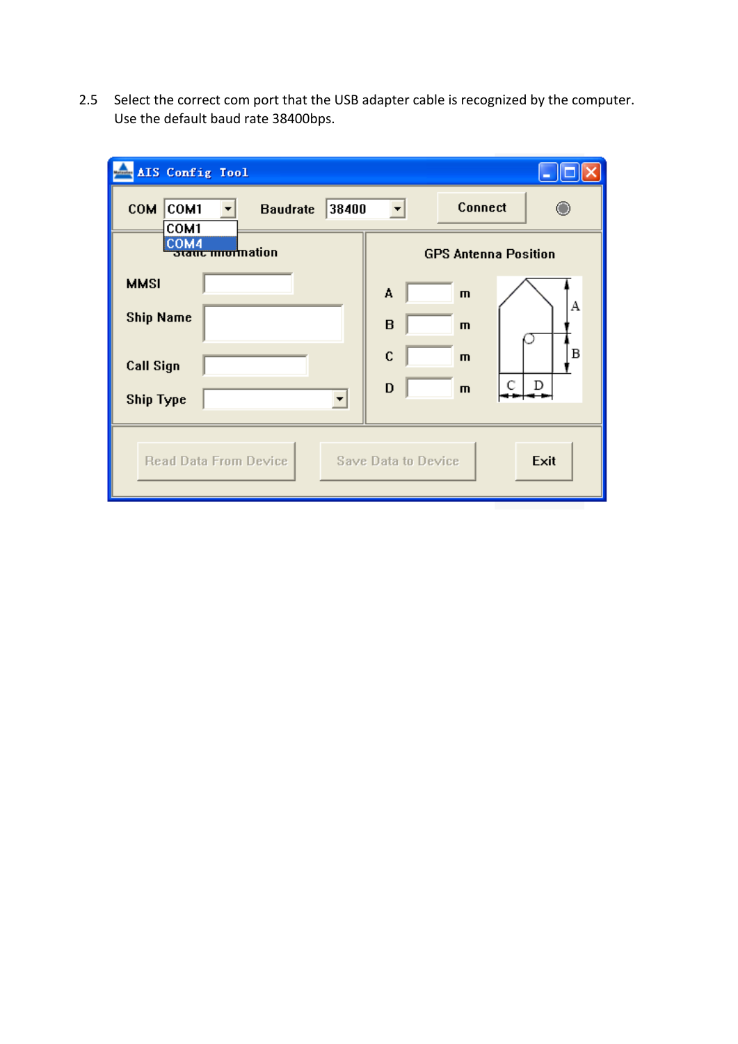2.5 Select the correct com port that the USB adapter cable is recognized by the computer. Use the default baud rate 38400bps.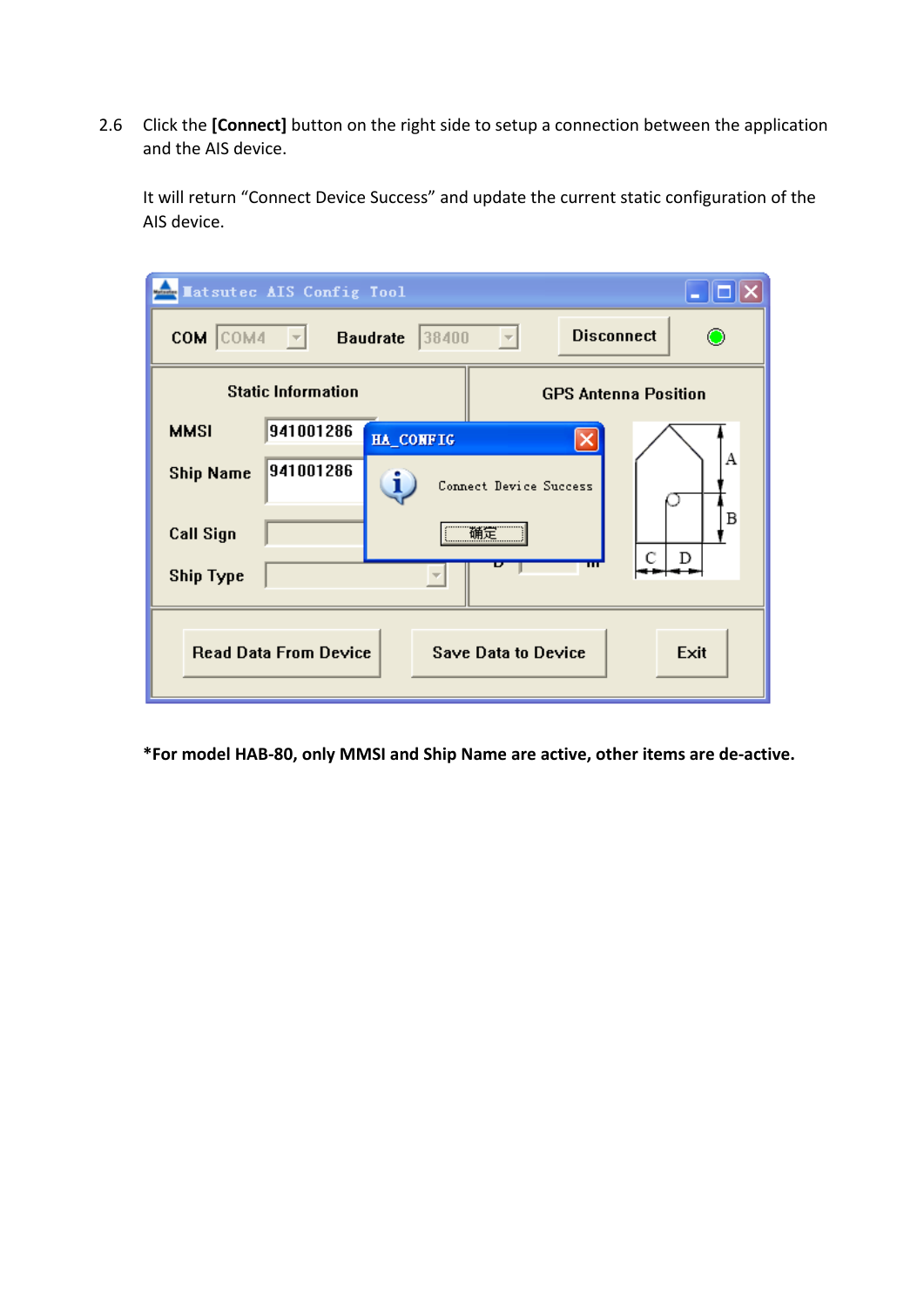2.6 Click the **[Connect]** button on the right side to setup a connection between the application and the AIS device.

It will return "Connect Device Success" and update the current static configuration of the AIS device.

***For model HAB-80, only MMSI and Ship Name are active, other items are de-active.**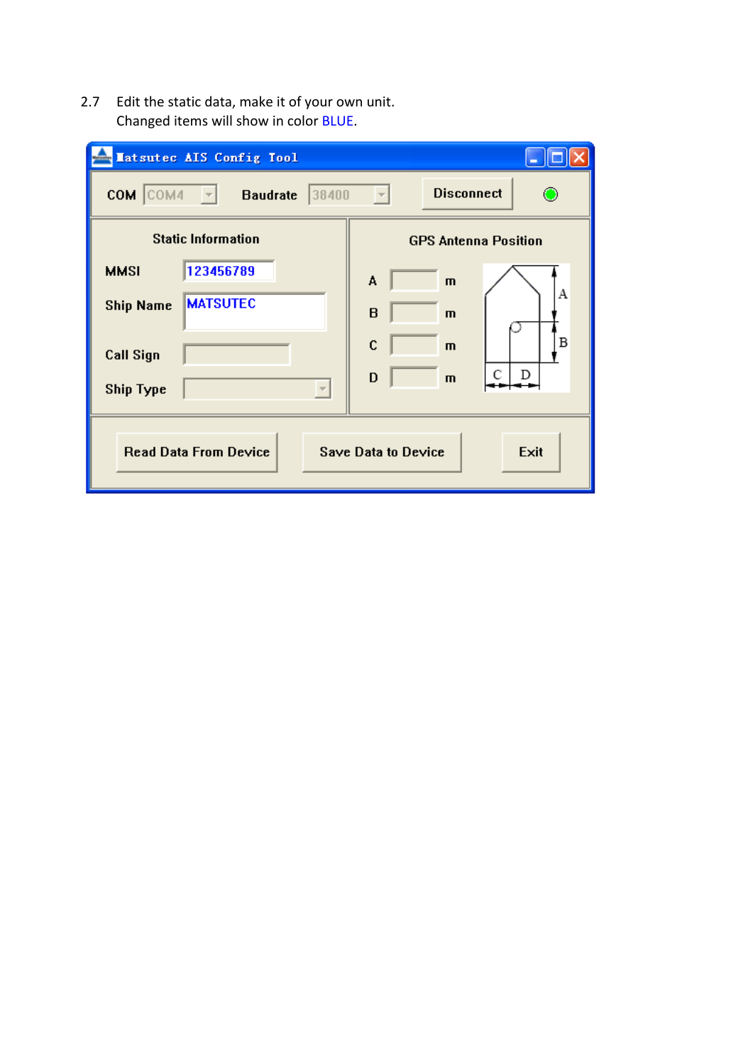2.7 Edit the static data, make it of your own unit.
Changed items will show in color BLUE.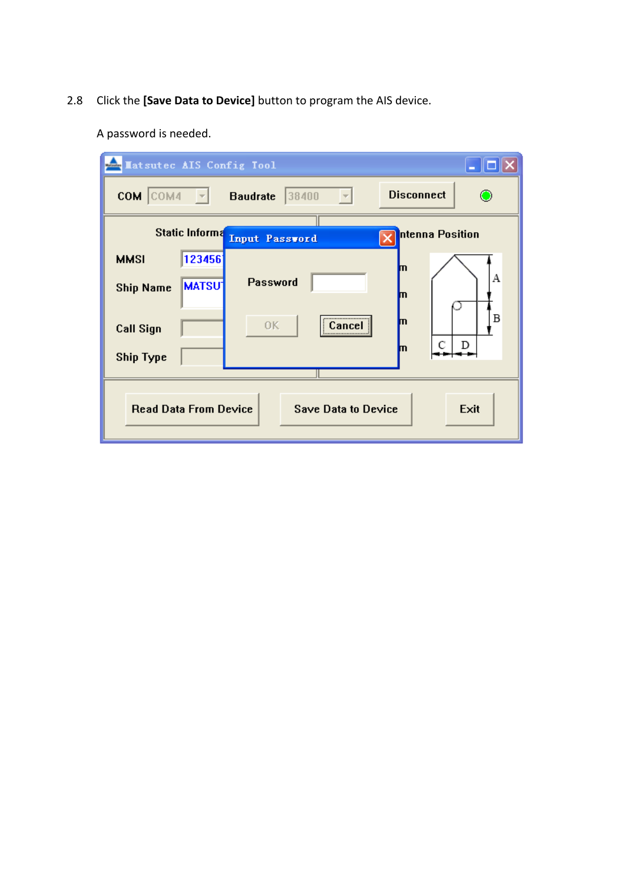2.8 Click the **[Save Data to Device]** button to program the AIS device.

A password is needed.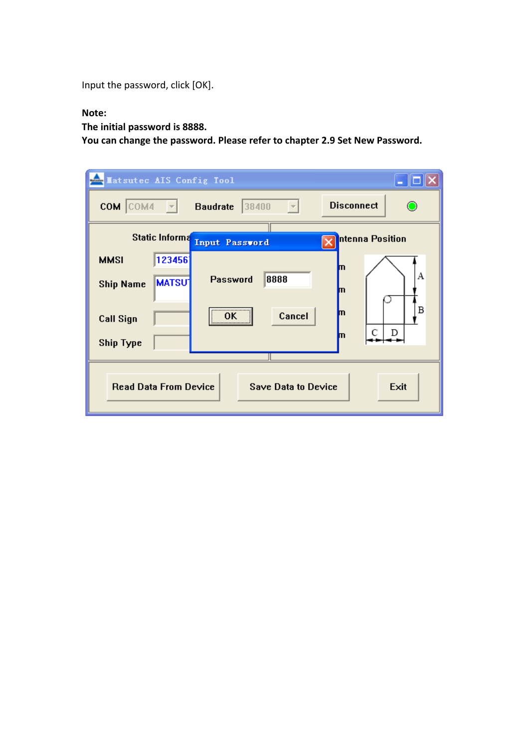Input the password, click [OK].

**Note:**

**The initial password is 8888.**

**You can change the password. Please refer to chapter 2.9 Set New Password.**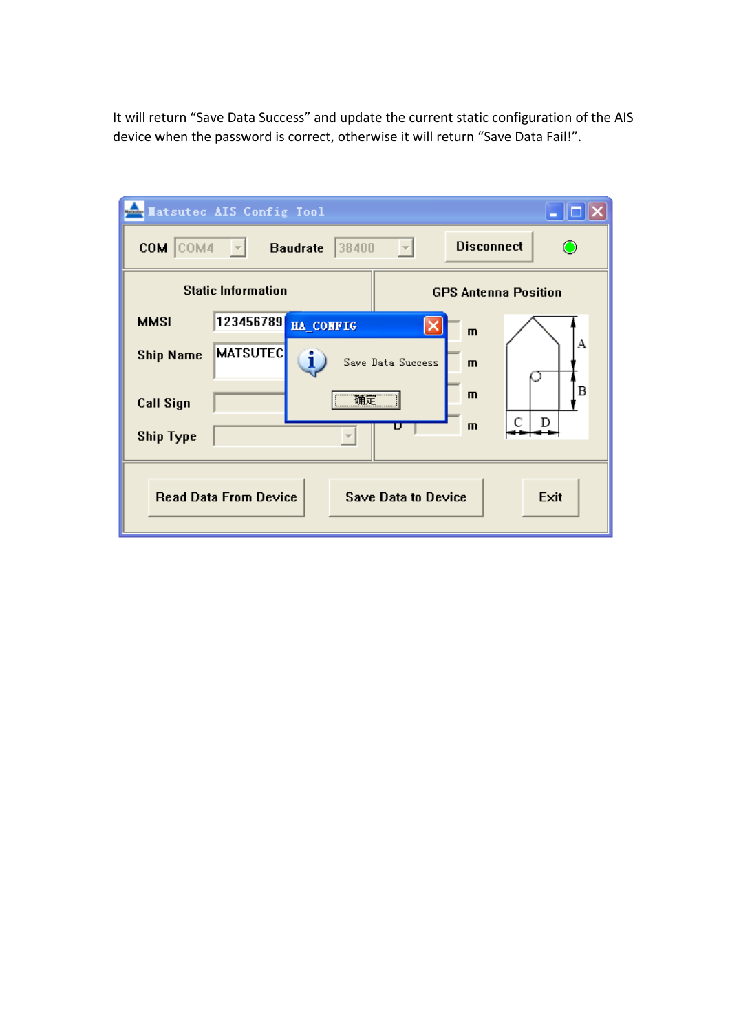It will return “Save Data Success” and update the current static configuration of the AIS device when the password is correct, otherwise it will return “Save Data Fail!”.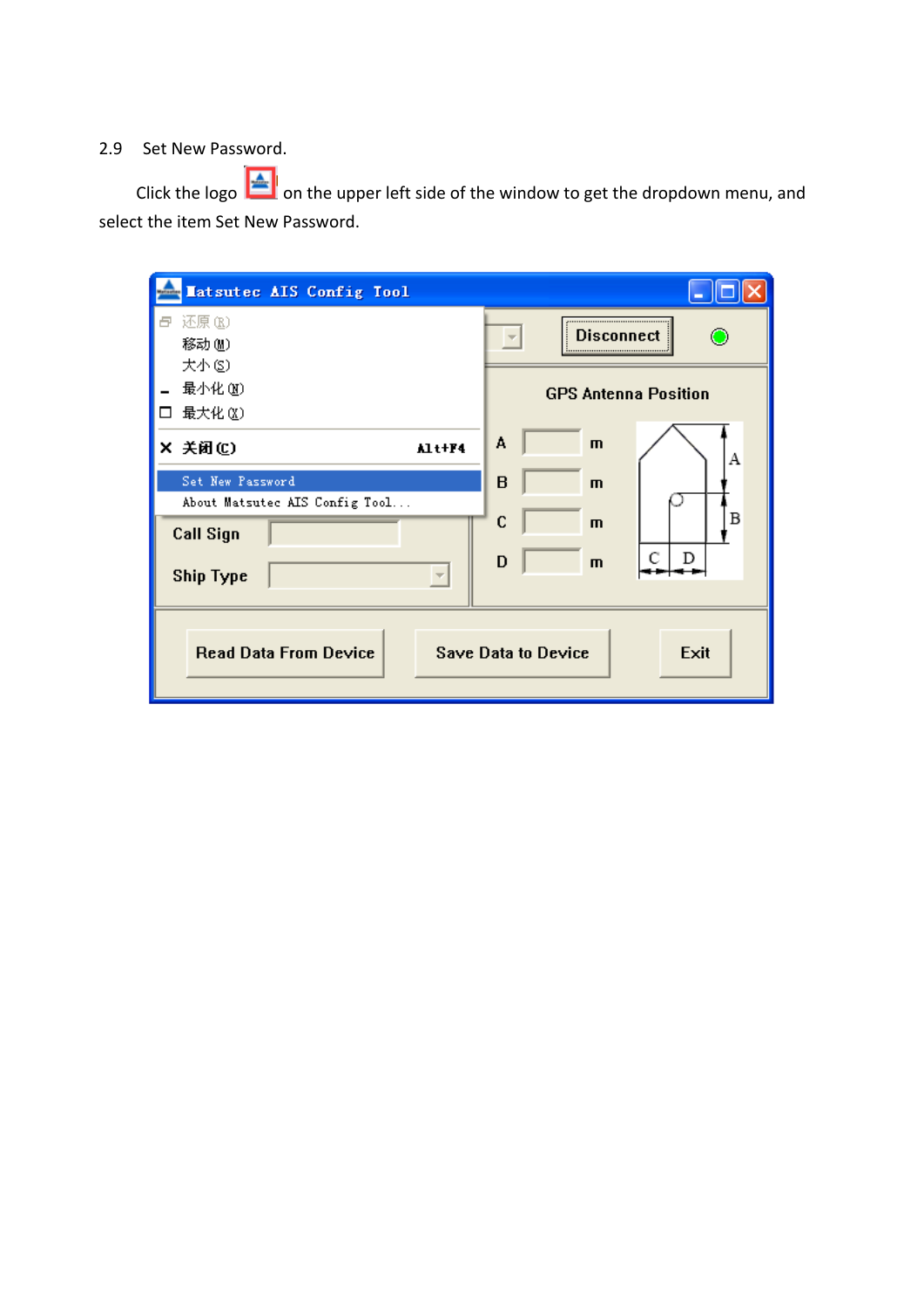2.9 Set New Password.

Click the logo on the upper left side of the window to get the dropdown menu, and select the item Set New Password.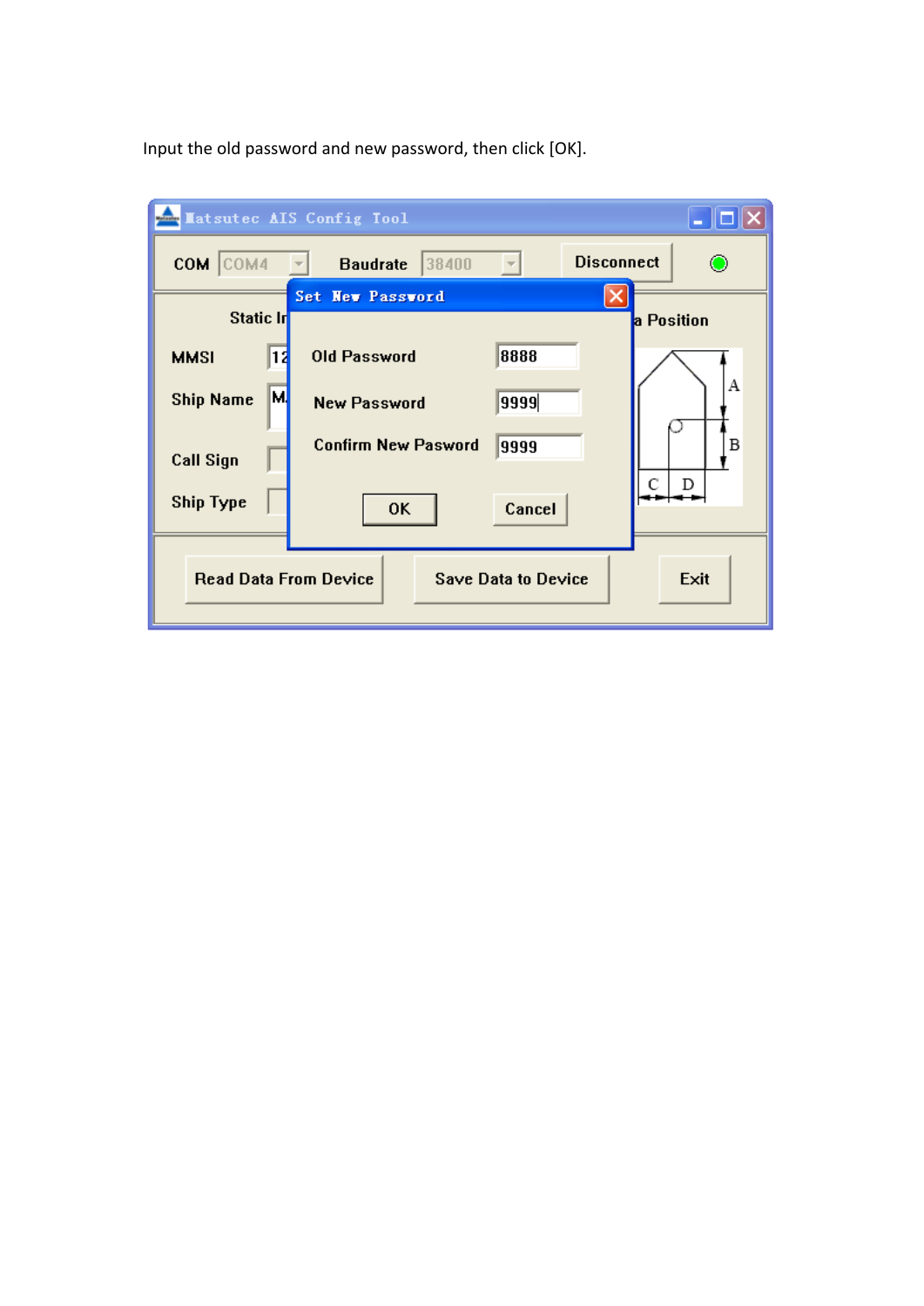Input the old password and new password, then click [OK].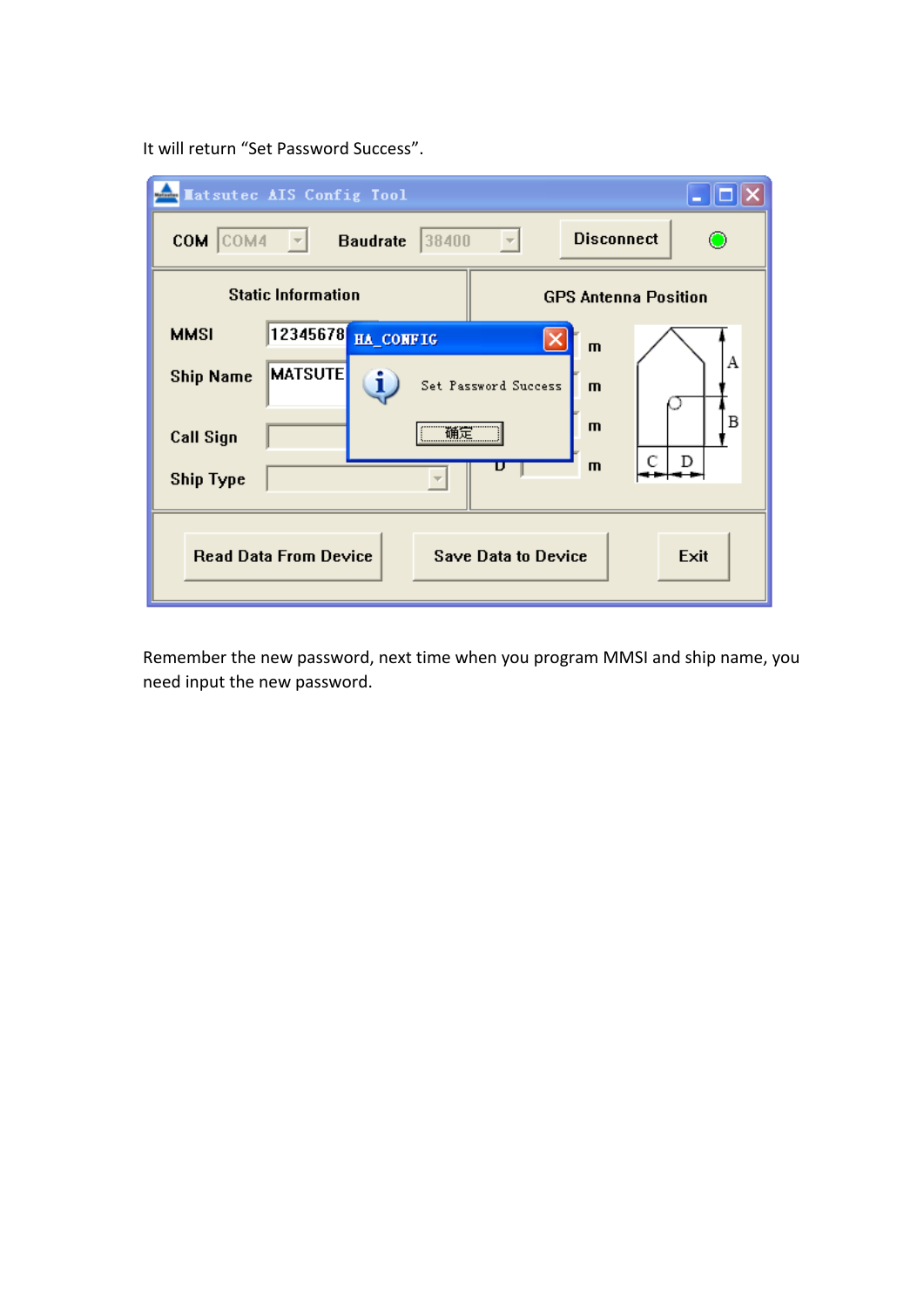It will return “Set Password Success”.

Remember the new password, next time when you program MMSI and ship name, you need input the new password.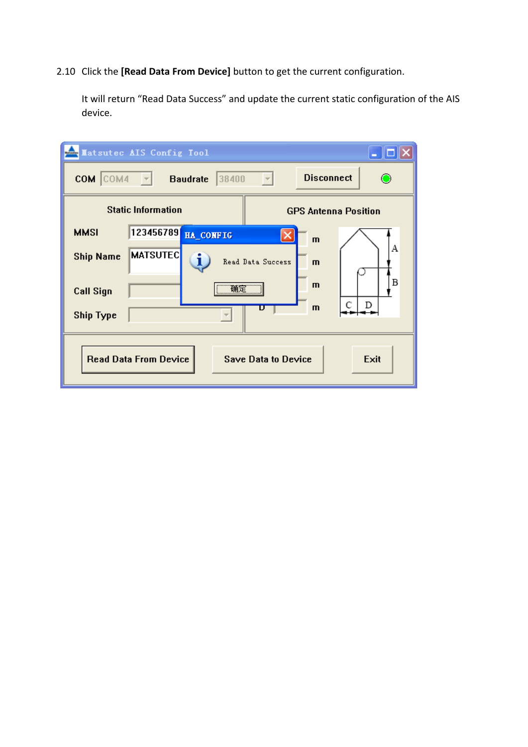2.10 Click the **[Read Data From Device]** button to get the current configuration.

It will return “Read Data Success” and update the current static configuration of the AIS device.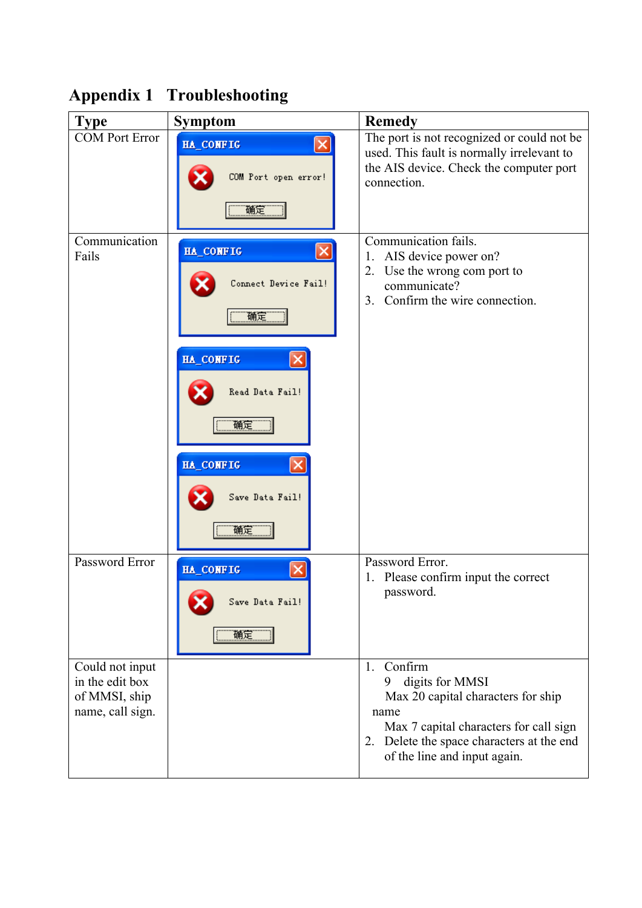# Appendix 1 Troubleshooting

| Type | Symptom | Remedy |
|---|---|---|
| COM Port Error | HA_CONFIG<br>COM Port open error!<br>确定 | The port is not recognized or could not be used. This fault is normally irrelevant to the AIS device. Check the computer port connection. |
| Communication Fails | HA_CONFIG<br>Connect Device Fail!<br>确定<br><br>HA_CONFIG<br>Read Data Fail!<br>确定<br><br>HA_CONFIG<br>Save Data Fail!<br>确定 | Communication fails.<br>1. AIS device power on?<br>2. Use the wrong com port to communicate?<br>3. Confirm the wire connection. |
| Password Error | HA_CONFIG<br>Save Data Fail!<br>确定 | Password Error.<br>1. Please confirm input the correct password. |
| Could not input in the edit box of MMSI, ship name, call sign. | | 1. Confirm<br>9 digits for MMSI<br>Max 20 capital characters for ship name<br>Max 7 capital characters for call sign<br>2. Delete the space characters at the end of the line and input again. |